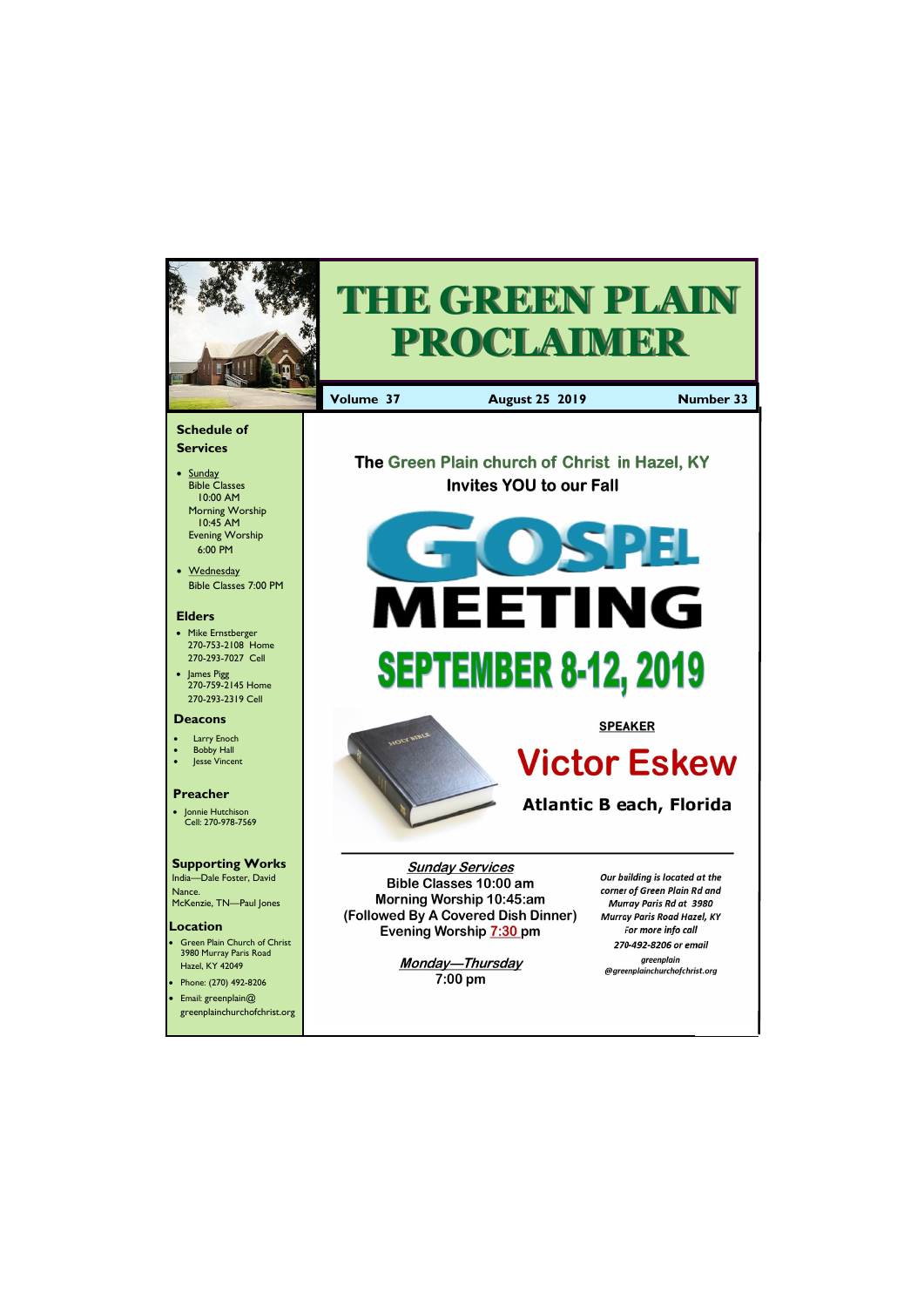# THE GREEN PLAIN PROCLAIMER

**Volume 37** | **August 25 2019** | **Number 33**

## Schedule of Services

- Sunday
  Bible Classes
  10:00 AM
  Morning Worship
  10:45 AM
  Evening Worship
  6:00 PM
- Wednesday
  Bible Classes 7:00 PM

## Elders

- Mike Ernstberger
  270-753-2108 Home
  270-293-7027 Cell
- James Pigg
  270-759-2145 Home
  270-293-2319 Cell

## Deacons

- Larry Enoch
- Bobby Hall
- Jesse Vincent

## Preacher

- Jonnie Hutchison
  Cell: 270-978-7569

## Supporting Works

India—Dale Foster, David Nance.
McKenzie, TN—Paul Jones

## Location

- Green Plain Church of Christ
  3980 Murray Paris Road
  Hazel, KY 42049
- Phone: (270) 492-8206
- Email: greenplain@greenplainchurchofchrist.org

---

**The Green Plain church of Christ in Hazel, KY**
**Invites YOU to our Fall**

# GOSPEL MEETING

# SEPTEMBER 8-12, 2019

**SPEAKER**

## Victor Eskew

**Atlantic B each, Florida**

---

***Sunday Services***
**Bible Classes 10:00 am**
**Morning Worship 10:45:am**
**(Followed By A Covered Dish Dinner)**
**Evening Worship 7:30 pm**

***Monday—Thursday***
**7:00 pm**

*Our building is located at the corner of Green Plain Rd and Murray Paris Rd at 3980 Murray Paris Road Hazel, KY For more info call 270-492-8206 or email greenplain@greenplainchurchofchrist.org*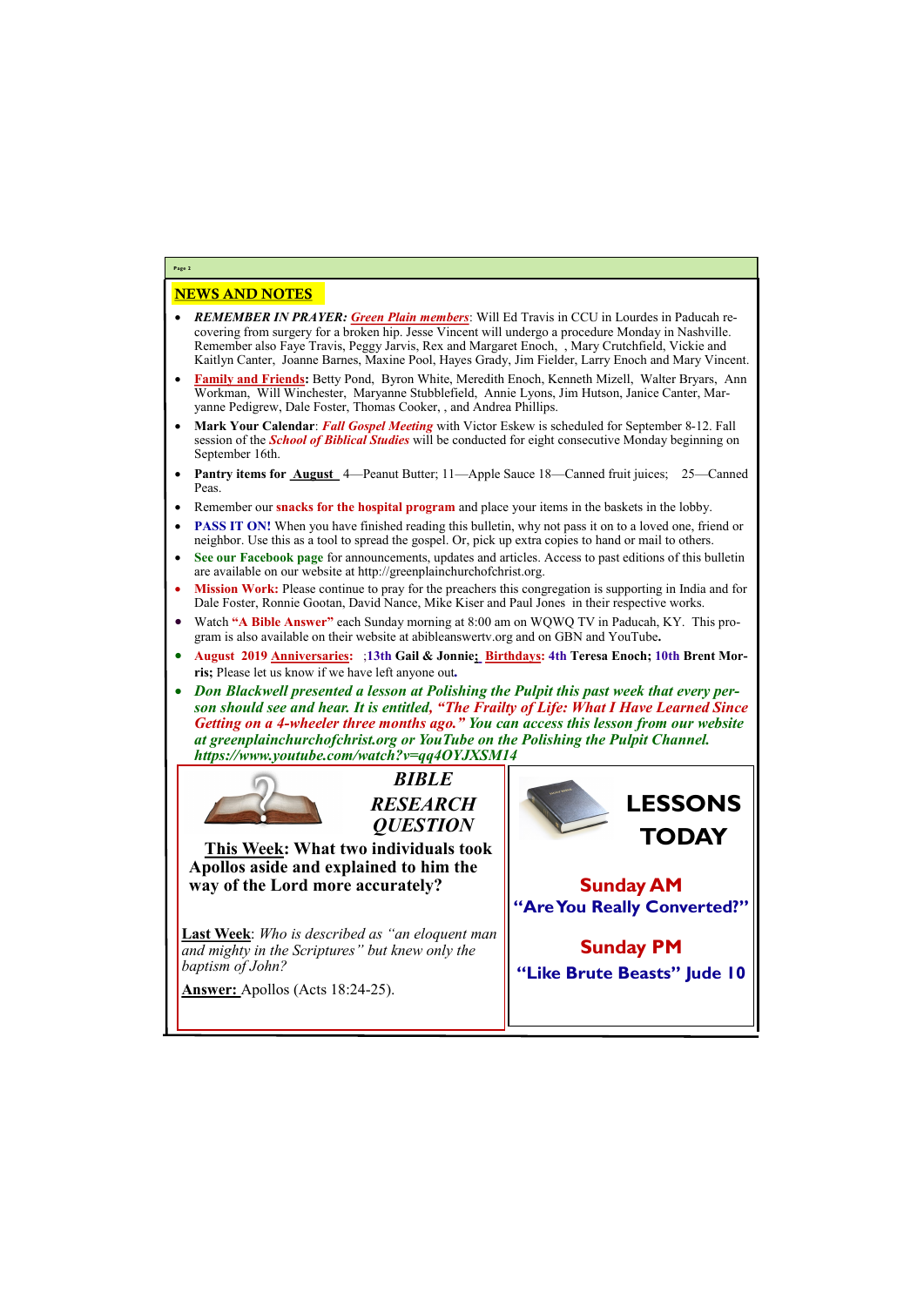## NEWS AND NOTES

- ***REMEMBER IN PRAYER:*** ***Green Plain members***: Will Ed Travis in CCU in Lourdes in Paducah recovering from surgery for a broken hip. Jesse Vincent will undergo a procedure Monday in Nashville. Remember also Faye Travis, Peggy Jarvis, Rex and Margaret Enoch, , Mary Crutchfield, Vickie and Kaitlyn Canter, Joanne Barnes, Maxine Pool, Hayes Grady, Jim Fielder, Larry Enoch and Mary Vincent.
- **Family and Friends:** Betty Pond, Byron White, Meredith Enoch, Kenneth Mizell, Walter Bryars, Ann Workman, Will Winchester, Maryanne Stubblefield, Annie Lyons, Jim Hutson, Janice Canter, Maryanne Pedigrew, Dale Foster, Thomas Cooker, , and Andrea Phillips.
- **Mark Your Calendar**: ***Fall Gospel Meeting*** with Victor Eskew is scheduled for September 8-12. Fall session of the ***School of Biblical Studies*** will be conducted for eight consecutive Monday beginning on September 16th.
- **Pantry items for August** 4—Peanut Butter; 11—Apple Sauce 18—Canned fruit juices; 25—Canned Peas.
- Remember our **snacks for the hospital program** and place your items in the baskets in the lobby.
- **PASS IT ON!** When you have finished reading this bulletin, why not pass it on to a loved one, friend or neighbor. Use this as a tool to spread the gospel. Or, pick up extra copies to hand or mail to others.
- **See our Facebook page** for announcements, updates and articles. Access to past editions of this bulletin are available on our website at http://greenplainchurchofchrist.org.
- **Mission Work:** Please continue to pray for the preachers this congregation is supporting in India and for Dale Foster, Ronnie Gootan, David Nance, Mike Kiser and Paul Jones in their respective works.
- Watch **"A Bible Answer"** each Sunday morning at 8:00 am on WQWQ TV in Paducah, KY. This program is also available on their website at abibleanswertv.org and on GBN and YouTube**.**
- **August 2019 Anniversaries:** ;**13th Gail & Jonnie**; **Birthdays: 4th Teresa Enoch; 10th Brent Morris;** Please let us know if we have left anyone out**.**
- ***Don Blackwell presented a lesson at Polishing the Pulpit this past week that every person should see and hear. It is entitled, "The Frailty of Life: What I Have Learned Since Getting on a 4-wheeler three months ago." You can access this lesson from our website at greenplainchurchofchrist.org or YouTube on the Polishing the Pulpit Channel. https://www.youtube.com/watch?v=qq4OYJXSM14***

### *BIBLE RESEARCH QUESTION*

**This Week: What two individuals took Apollos aside and explained to him the way of the Lord more accurately?**

**Last Week**: *Who is described as "an eloquent man and mighty in the Scriptures" but knew only the baptism of John?*

**Answer:** Apollos (Acts 18:24-25).

### LESSONS TODAY

**Sunday AM**
**"Are You Really Converted?"**

**Sunday PM**
**"Like Brute Beasts" Jude 10**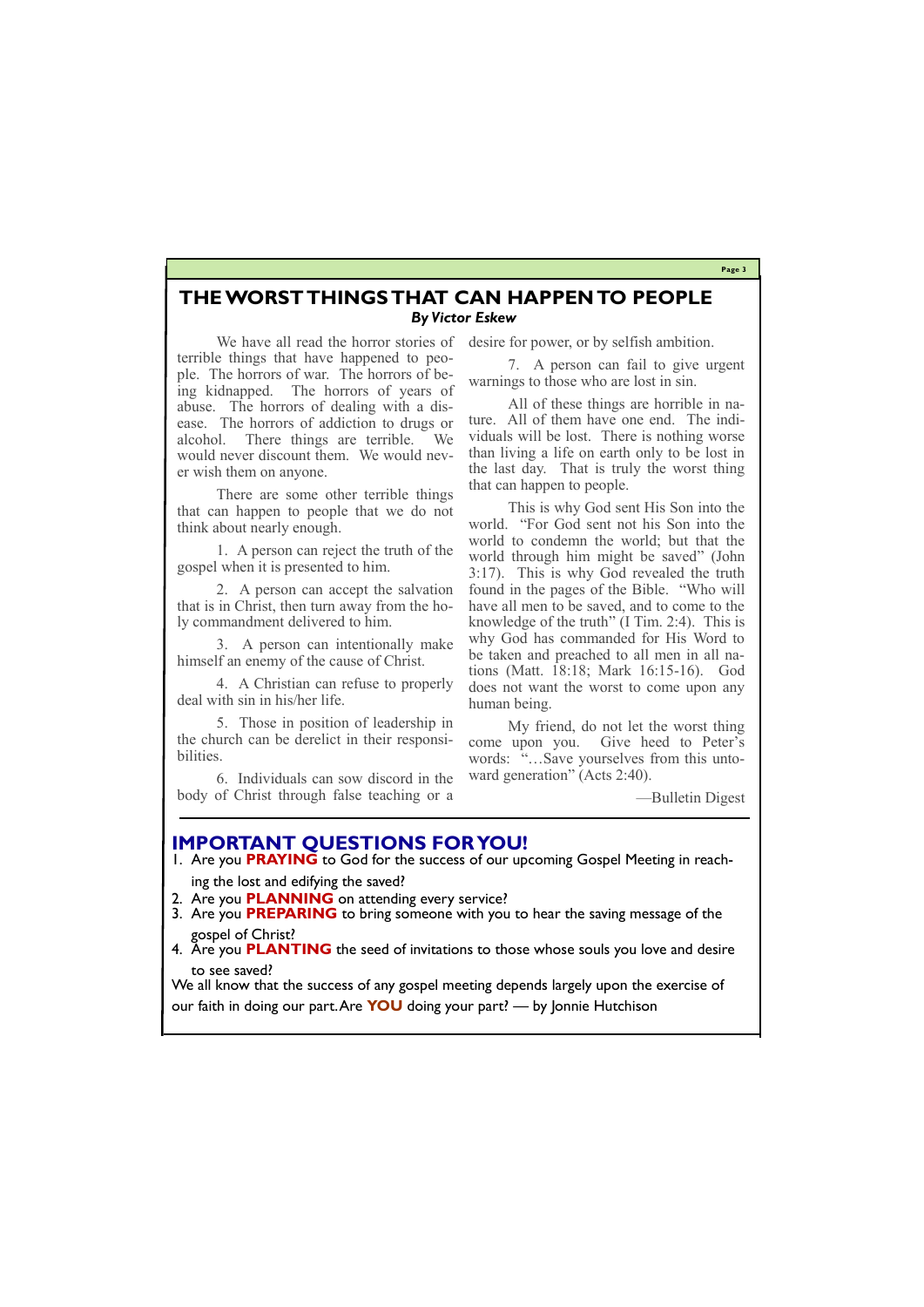## THE WORST THINGS THAT CAN HAPPEN TO PEOPLE

***By Victor Eskew***

We have all read the horror stories of terrible things that have happened to people. The horrors of war. The horrors of being kidnapped. The horrors of years of abuse. The horrors of dealing with a disease. The horrors of addiction to drugs or alcohol. There things are terrible. We would never discount them. We would never wish them on anyone.

There are some other terrible things that can happen to people that we do not think about nearly enough.

1. A person can reject the truth of the gospel when it is presented to him.

2. A person can accept the salvation that is in Christ, then turn away from the holy commandment delivered to him.

3. A person can intentionally make himself an enemy of the cause of Christ.

4. A Christian can refuse to properly deal with sin in his/her life.

5. Those in position of leadership in the church can be derelict in their responsibilities.

6. Individuals can sow discord in the body of Christ through false teaching or a desire for power, or by selfish ambition.

7. A person can fail to give urgent warnings to those who are lost in sin.

All of these things are horrible in nature. All of them have one end. The individuals will be lost. There is nothing worse than living a life on earth only to be lost in the last day. That is truly the worst thing that can happen to people.

This is why God sent His Son into the world. "For God sent not his Son into the world to condemn the world; but that the world through him might be saved" (John 3:17). This is why God revealed the truth found in the pages of the Bible. "Who will have all men to be saved, and to come to the knowledge of the truth" (I Tim. 2:4). This is why God has commanded for His Word to be taken and preached to all men in all nations (Matt. 18:18; Mark 16:15-16). God does not want the worst to come upon any human being.

My friend, do not let the worst thing come upon you. Give heed to Peter's words: "…Save yourselves from this untoward generation" (Acts 2:40).

—Bulletin Digest

## IMPORTANT QUESTIONS FOR YOU!

1. Are you **PRAYING** to God for the success of our upcoming Gospel Meeting in reaching the lost and edifying the saved?
2. Are you **PLANNING** on attending every service?
3. Are you **PREPARING** to bring someone with you to hear the saving message of the gospel of Christ?
4. Are you **PLANTING** the seed of invitations to those whose souls you love and desire to see saved?

We all know that the success of any gospel meeting depends largely upon the exercise of our faith in doing our part. Are **YOU** doing your part? — by Jonnie Hutchison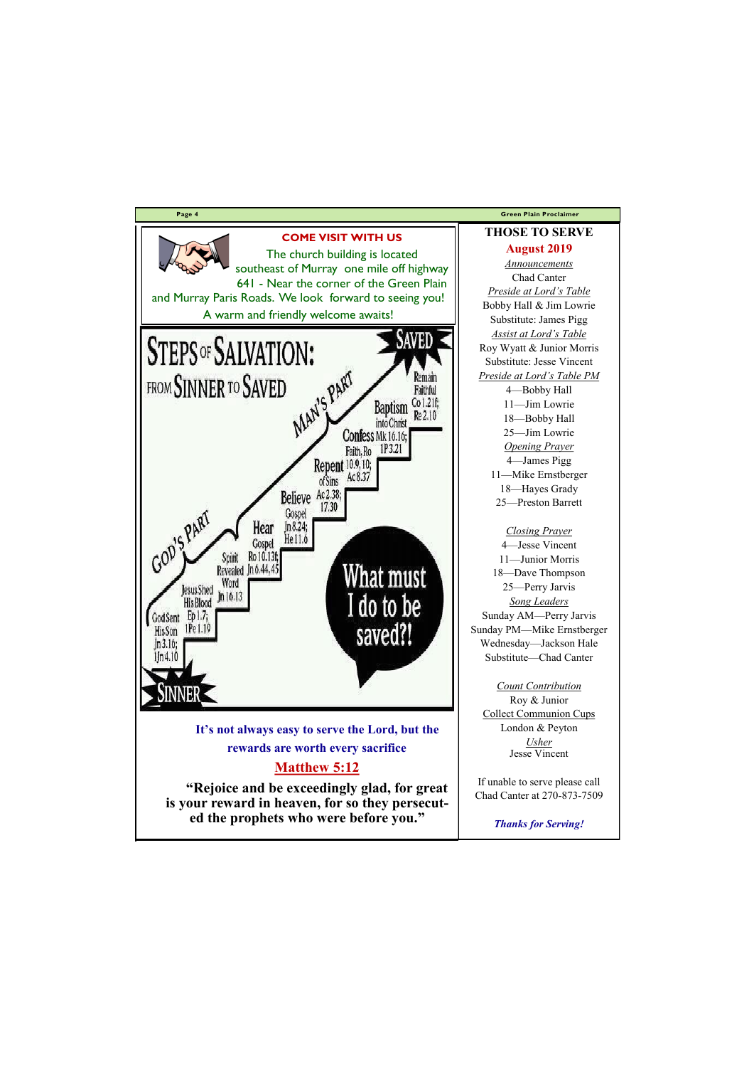## COME VISIT WITH US

The church building is located southeast of Murray one mile off highway 641 - Near the corner of the Green Plain and Murray Paris Roads. We look forward to seeing you! A warm and friendly welcome awaits!

STEPS OF SALVATION:
FROM SINNER TO SAVED

SAVED
MAN'S PART
Remain Faithful Co 1.21f; Re 2.10
Baptism into Christ
Confess Mk 16.16; Faith, Ro 1P 3.21
Repent 10.9,10; of Sins Ac 8.37
Believe Ac 2.38; Gospel 17.30
Hear Jn 8.24; Gospel He 11.6
GOD'S PART
Spirit Ro 10.13f; Revealed Jn 6.44,45
Word
Jesus Shed Jn 16.13
His Blood
God Sent Ep 1.7; His Son 1Pe 1.19
Jn 3.16; 1Jn 4.10
SINNER

What must I do to be saved?!

**It's not always easy to serve the Lord, but the rewards are worth every sacrifice**

**Matthew 5:12**

**"Rejoice and be exceedingly glad, for great is your reward in heaven, for so they persecuted the prophets who were before you."**

## THOSE TO SERVE

**August 2019**

*Announcements*
Chad Canter

*Preside at Lord's Table*
Bobby Hall & Jim Lowrie
Substitute: James Pigg

*Assist at Lord's Table*
Roy Wyatt & Junior Morris
Substitute: Jesse Vincent

*Preside at Lord's Table PM*
4—Bobby Hall
11—Jim Lowrie
18—Bobby Hall
25—Jim Lowrie

*Opening Prayer*
4—James Pigg
11—Mike Ernstberger
18—Hayes Grady
25—Preston Barrett

*Closing Prayer*
4—Jesse Vincent
11—Junior Morris
18—Dave Thompson
25—Perry Jarvis

*Song Leaders*
Sunday AM—Perry Jarvis
Sunday PM—Mike Ernstberger
Wednesday—Jackson Hale
Substitute—Chad Canter

*Count Contribution*
Roy & Junior

Collect Communion Cups
London & Peyton

*Usher*
Jesse Vincent

If unable to serve please call Chad Canter at 270-873-7509

***Thanks for Serving!***